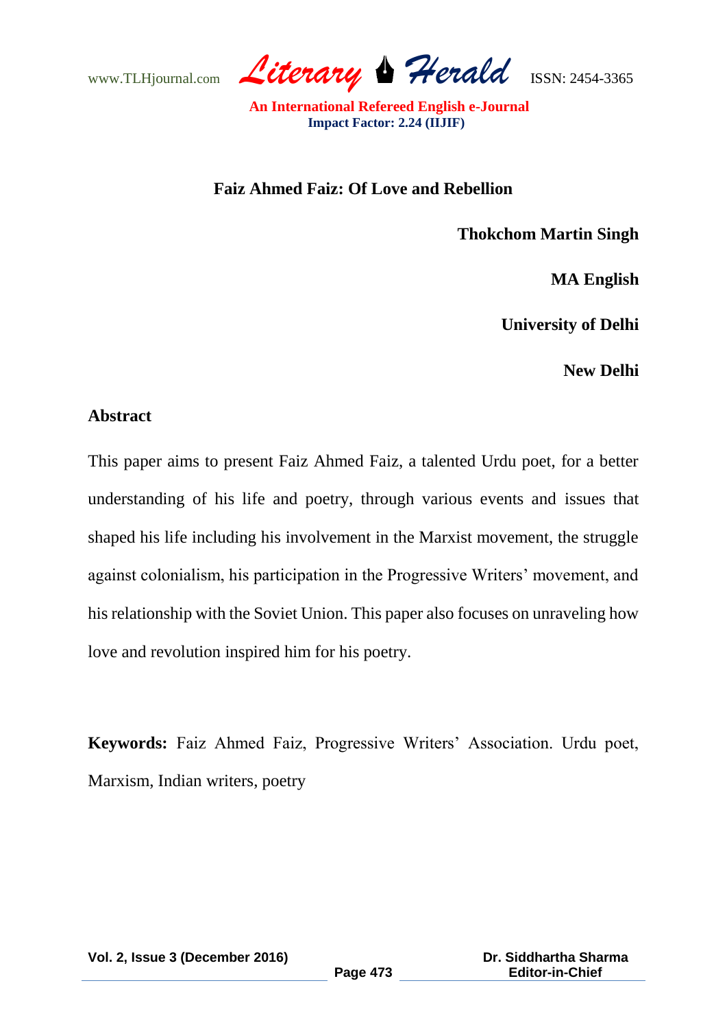# Faiz Ahmed Faiz: Of Love and Rebellion

**Thokchom Martin Singh**

**MA English**

**University of Delhi**

**New Delhi**

## Abstract

This paper aims to present Faiz Ahmed Faiz, a talented Urdu poet, for a better understanding of his life and poetry, through various events and issues that shaped his life including his involvement in the Marxist movement, the struggle against colonialism, his participation in the Progressive Writers' movement, and his relationship with the Soviet Union. This paper also focuses on unraveling how love and revolution inspired him for his poetry.

**Keywords:** Faiz Ahmed Faiz, Progressive Writers' Association. Urdu poet, Marxism, Indian writers, poetry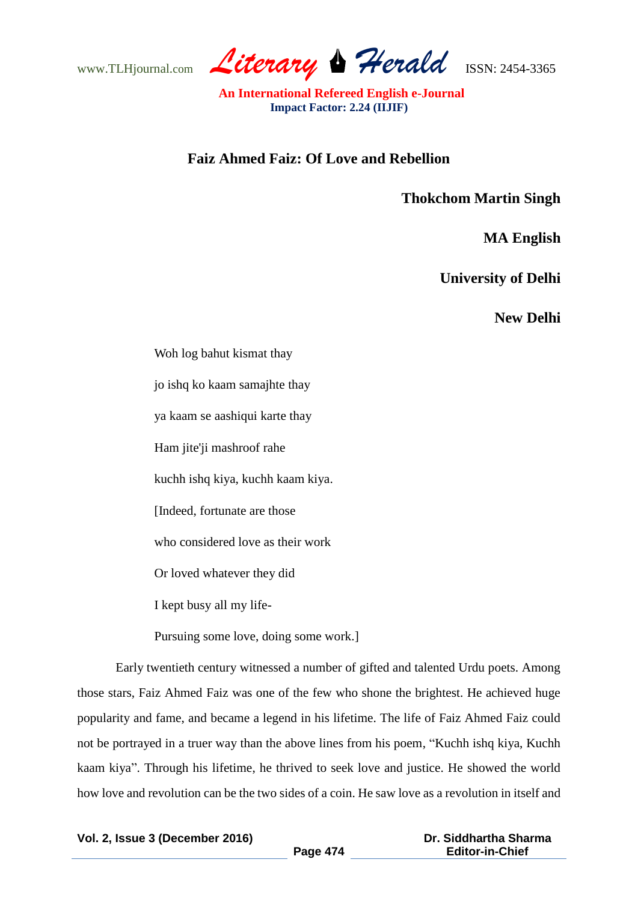# Faiz Ahmed Faiz: Of Love and Rebellion

**Thokchom Martin Singh**

**MA English**

**University of Delhi**

**New Delhi**

> Woh log bahut kismat thay
>
> jo ishq ko kaam samajhte thay
>
> ya kaam se aashiqui karte thay
>
> Ham jite'ji mashroof rahe
>
> kuchh ishq kiya, kuchh kaam kiya.
>
> [Indeed, fortunate are those
>
> who considered love as their work
>
> Or loved whatever they did
>
> I kept busy all my life-
>
> Pursuing some love, doing some work.]

Early twentieth century witnessed a number of gifted and talented Urdu poets. Among those stars, Faiz Ahmed Faiz was one of the few who shone the brightest. He achieved huge popularity and fame, and became a legend in his lifetime. The life of Faiz Ahmed Faiz could not be portrayed in a truer way than the above lines from his poem, "Kuchh ishq kiya, Kuchh kaam kiya". Through his lifetime, he thrived to seek love and justice. He showed the world how love and revolution can be the two sides of a coin. He saw love as a revolution in itself and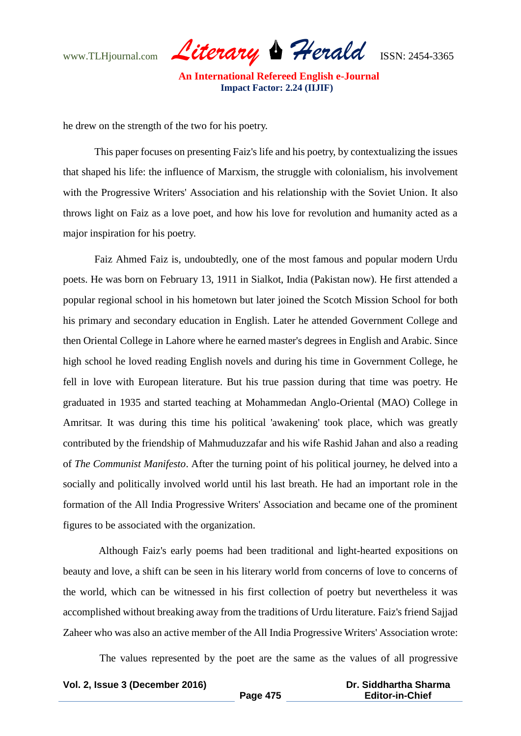he drew on the strength of the two for his poetry.

This paper focuses on presenting Faiz's life and his poetry, by contextualizing the issues that shaped his life: the influence of Marxism, the struggle with colonialism, his involvement with the Progressive Writers' Association and his relationship with the Soviet Union. It also throws light on Faiz as a love poet, and how his love for revolution and humanity acted as a major inspiration for his poetry.

Faiz Ahmed Faiz is, undoubtedly, one of the most famous and popular modern Urdu poets. He was born on February 13, 1911 in Sialkot, India (Pakistan now). He first attended a popular regional school in his hometown but later joined the Scotch Mission School for both his primary and secondary education in English. Later he attended Government College and then Oriental College in Lahore where he earned master's degrees in English and Arabic. Since high school he loved reading English novels and during his time in Government College, he fell in love with European literature. But his true passion during that time was poetry. He graduated in 1935 and started teaching at Mohammedan Anglo-Oriental (MAO) College in Amritsar. It was during this time his political 'awakening' took place, which was greatly contributed by the friendship of Mahmuduzzafar and his wife Rashid Jahan and also a reading of *The Communist Manifesto*. After the turning point of his political journey, he delved into a socially and politically involved world until his last breath. He had an important role in the formation of the All India Progressive Writers' Association and became one of the prominent figures to be associated with the organization.

Although Faiz's early poems had been traditional and light-hearted expositions on beauty and love, a shift can be seen in his literary world from concerns of love to concerns of the world, which can be witnessed in his first collection of poetry but nevertheless it was accomplished without breaking away from the traditions of Urdu literature. Faiz's friend Sajjad Zaheer who was also an active member of the All India Progressive Writers' Association wrote:

The values represented by the poet are the same as the values of all progressive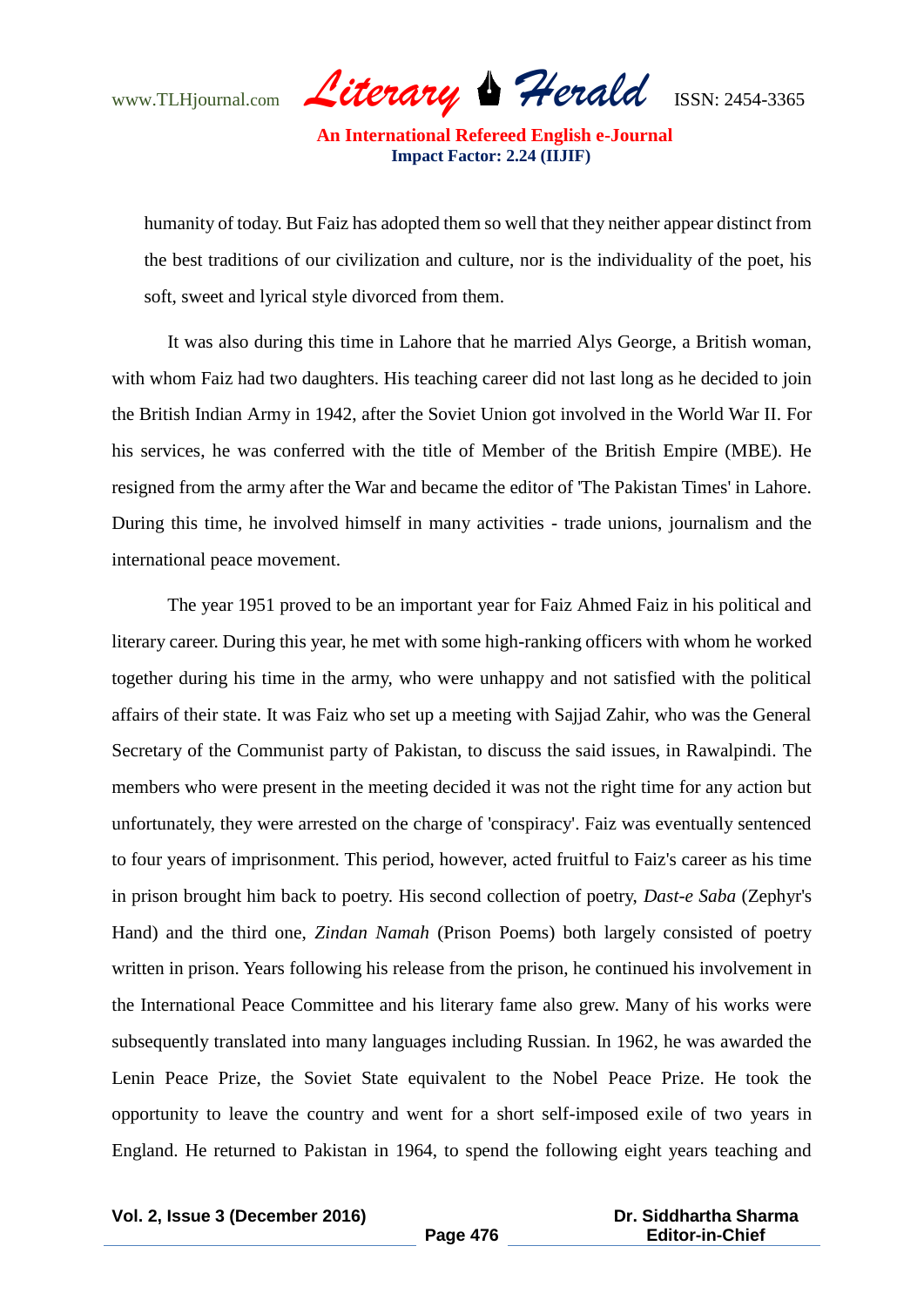humanity of today. But Faiz has adopted them so well that they neither appear distinct from the best traditions of our civilization and culture, nor is the individuality of the poet, his soft, sweet and lyrical style divorced from them.

It was also during this time in Lahore that he married Alys George, a British woman, with whom Faiz had two daughters. His teaching career did not last long as he decided to join the British Indian Army in 1942, after the Soviet Union got involved in the World War II. For his services, he was conferred with the title of Member of the British Empire (MBE). He resigned from the army after the War and became the editor of 'The Pakistan Times' in Lahore. During this time, he involved himself in many activities - trade unions, journalism and the international peace movement.

The year 1951 proved to be an important year for Faiz Ahmed Faiz in his political and literary career. During this year, he met with some high-ranking officers with whom he worked together during his time in the army, who were unhappy and not satisfied with the political affairs of their state. It was Faiz who set up a meeting with Sajjad Zahir, who was the General Secretary of the Communist party of Pakistan, to discuss the said issues, in Rawalpindi. The members who were present in the meeting decided it was not the right time for any action but unfortunately, they were arrested on the charge of 'conspiracy'. Faiz was eventually sentenced to four years of imprisonment. This period, however, acted fruitful to Faiz's career as his time in prison brought him back to poetry. His second collection of poetry, *Dast-e Saba* (Zephyr's Hand) and the third one, *Zindan Namah* (Prison Poems) both largely consisted of poetry written in prison. Years following his release from the prison, he continued his involvement in the International Peace Committee and his literary fame also grew. Many of his works were subsequently translated into many languages including Russian. In 1962, he was awarded the Lenin Peace Prize, the Soviet State equivalent to the Nobel Peace Prize. He took the opportunity to leave the country and went for a short self-imposed exile of two years in England. He returned to Pakistan in 1964, to spend the following eight years teaching and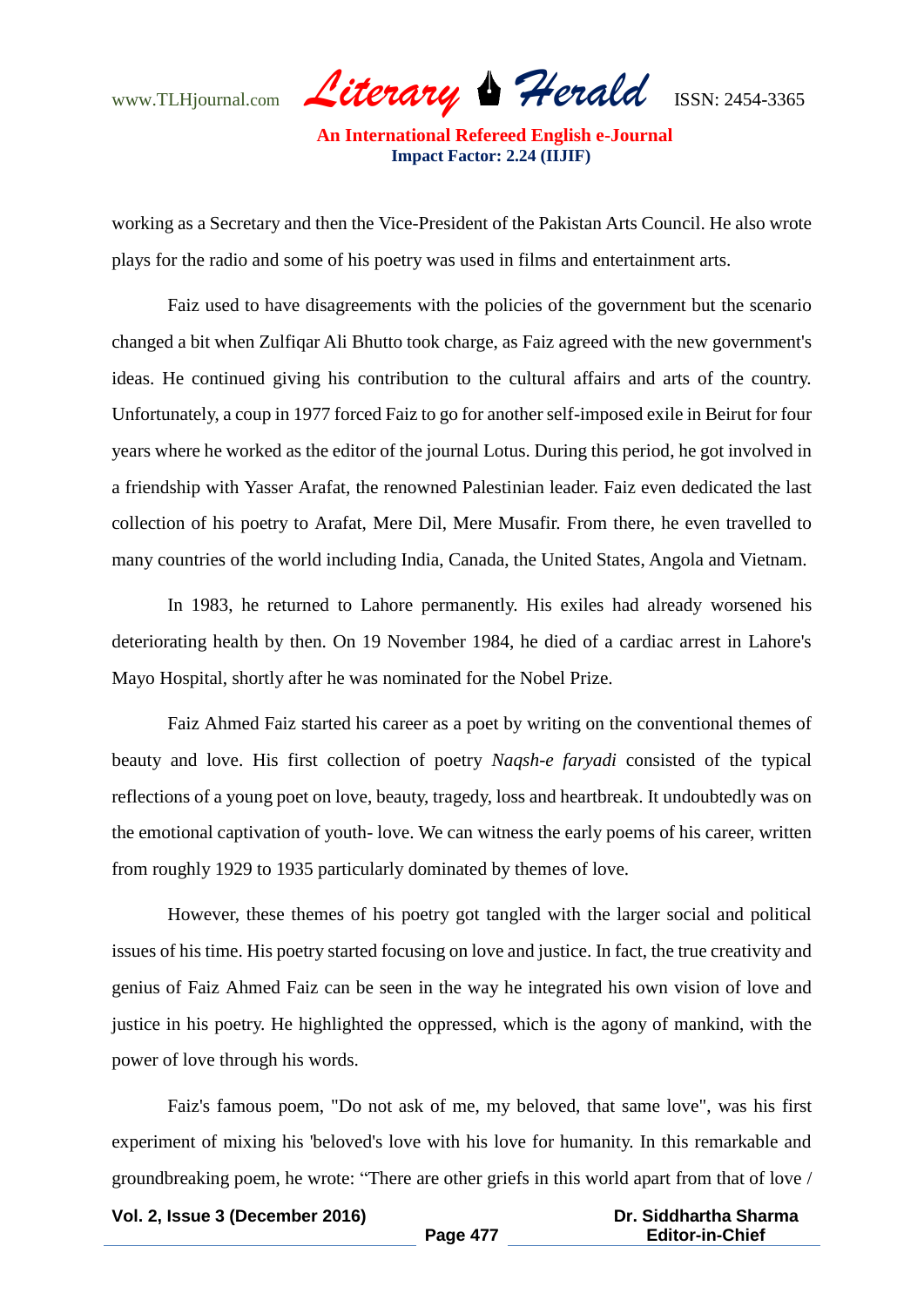working as a Secretary and then the Vice-President of the Pakistan Arts Council. He also wrote plays for the radio and some of his poetry was used in films and entertainment arts.

Faiz used to have disagreements with the policies of the government but the scenario changed a bit when Zulfiqar Ali Bhutto took charge, as Faiz agreed with the new government's ideas. He continued giving his contribution to the cultural affairs and arts of the country. Unfortunately, a coup in 1977 forced Faiz to go for another self-imposed exile in Beirut for four years where he worked as the editor of the journal Lotus. During this period, he got involved in a friendship with Yasser Arafat, the renowned Palestinian leader. Faiz even dedicated the last collection of his poetry to Arafat, Mere Dil, Mere Musafir. From there, he even travelled to many countries of the world including India, Canada, the United States, Angola and Vietnam.

In 1983, he returned to Lahore permanently. His exiles had already worsened his deteriorating health by then. On 19 November 1984, he died of a cardiac arrest in Lahore's Mayo Hospital, shortly after he was nominated for the Nobel Prize.

Faiz Ahmed Faiz started his career as a poet by writing on the conventional themes of beauty and love. His first collection of poetry *Naqsh-e faryadi* consisted of the typical reflections of a young poet on love, beauty, tragedy, loss and heartbreak. It undoubtedly was on the emotional captivation of youth- love. We can witness the early poems of his career, written from roughly 1929 to 1935 particularly dominated by themes of love.

However, these themes of his poetry got tangled with the larger social and political issues of his time. His poetry started focusing on love and justice. In fact, the true creativity and genius of Faiz Ahmed Faiz can be seen in the way he integrated his own vision of love and justice in his poetry. He highlighted the oppressed, which is the agony of mankind, with the power of love through his words.

Faiz's famous poem, "Do not ask of me, my beloved, that same love", was his first experiment of mixing his 'beloved's love with his love for humanity. In this remarkable and groundbreaking poem, he wrote: "There are other griefs in this world apart from that of love /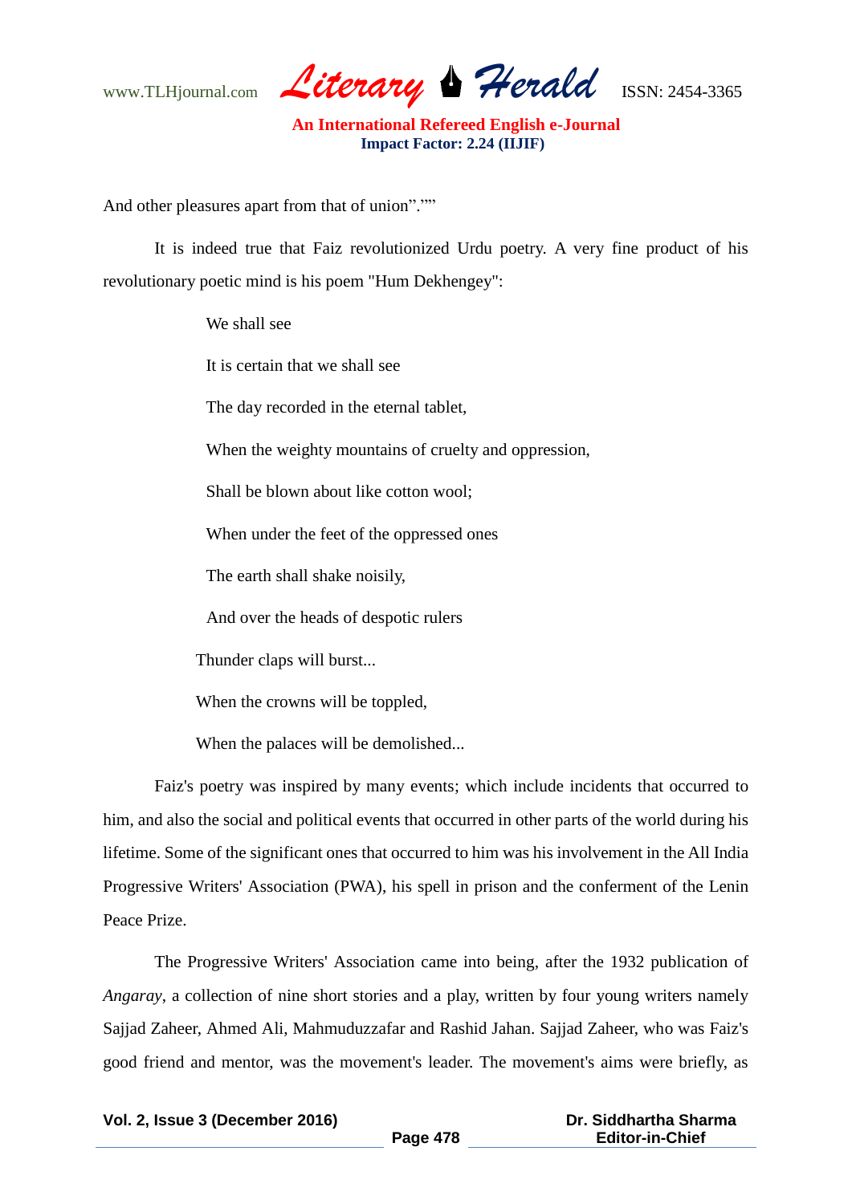And other pleasures apart from that of union".""

It is indeed true that Faiz revolutionized Urdu poetry. A very fine product of his revolutionary poetic mind is his poem "Hum Dekhengey":

> We shall see
>
> It is certain that we shall see
>
> The day recorded in the eternal tablet,
>
> When the weighty mountains of cruelty and oppression,
>
> Shall be blown about like cotton wool;
>
> When under the feet of the oppressed ones
>
> The earth shall shake noisily,
>
> And over the heads of despotic rulers
>
> Thunder claps will burst...
>
> When the crowns will be toppled,
>
> When the palaces will be demolished...

Faiz's poetry was inspired by many events; which include incidents that occurred to him, and also the social and political events that occurred in other parts of the world during his lifetime. Some of the significant ones that occurred to him was his involvement in the All India Progressive Writers' Association (PWA), his spell in prison and the conferment of the Lenin Peace Prize.

The Progressive Writers' Association came into being, after the 1932 publication of *Angaray*, a collection of nine short stories and a play, written by four young writers namely Sajjad Zaheer, Ahmed Ali, Mahmuduzzafar and Rashid Jahan. Sajjad Zaheer, who was Faiz's good friend and mentor, was the movement's leader. The movement's aims were briefly, as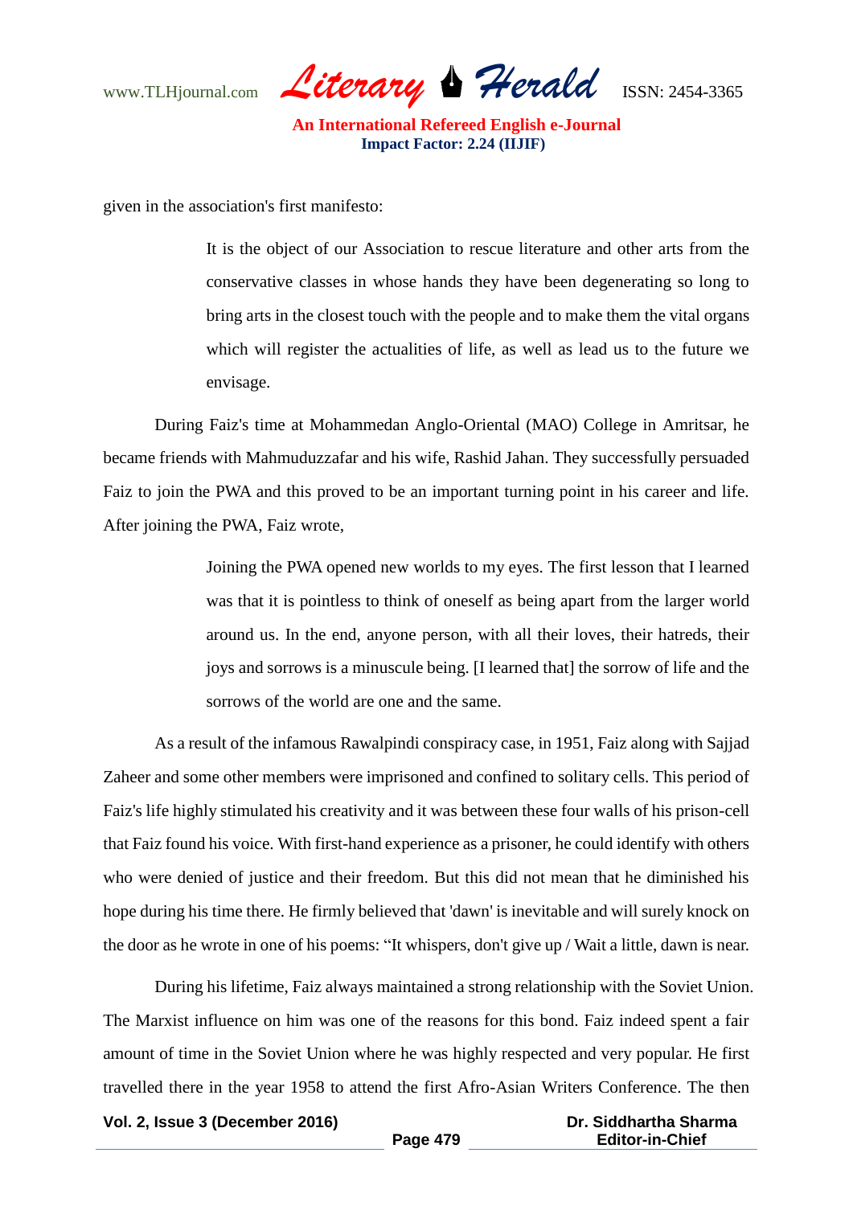given in the association's first manifesto:

> It is the object of our Association to rescue literature and other arts from the conservative classes in whose hands they have been degenerating so long to bring arts in the closest touch with the people and to make them the vital organs which will register the actualities of life, as well as lead us to the future we envisage.

During Faiz's time at Mohammedan Anglo-Oriental (MAO) College in Amritsar, he became friends with Mahmuduzzafar and his wife, Rashid Jahan. They successfully persuaded Faiz to join the PWA and this proved to be an important turning point in his career and life. After joining the PWA, Faiz wrote,

> Joining the PWA opened new worlds to my eyes. The first lesson that I learned was that it is pointless to think of oneself as being apart from the larger world around us. In the end, anyone person, with all their loves, their hatreds, their joys and sorrows is a minuscule being. [I learned that] the sorrow of life and the sorrows of the world are one and the same.

As a result of the infamous Rawalpindi conspiracy case, in 1951, Faiz along with Sajjad Zaheer and some other members were imprisoned and confined to solitary cells. This period of Faiz's life highly stimulated his creativity and it was between these four walls of his prison-cell that Faiz found his voice. With first-hand experience as a prisoner, he could identify with others who were denied of justice and their freedom. But this did not mean that he diminished his hope during his time there. He firmly believed that 'dawn' is inevitable and will surely knock on the door as he wrote in one of his poems: "It whispers, don't give up / Wait a little, dawn is near.

During his lifetime, Faiz always maintained a strong relationship with the Soviet Union. The Marxist influence on him was one of the reasons for this bond. Faiz indeed spent a fair amount of time in the Soviet Union where he was highly respected and very popular. He first travelled there in the year 1958 to attend the first Afro-Asian Writers Conference. The then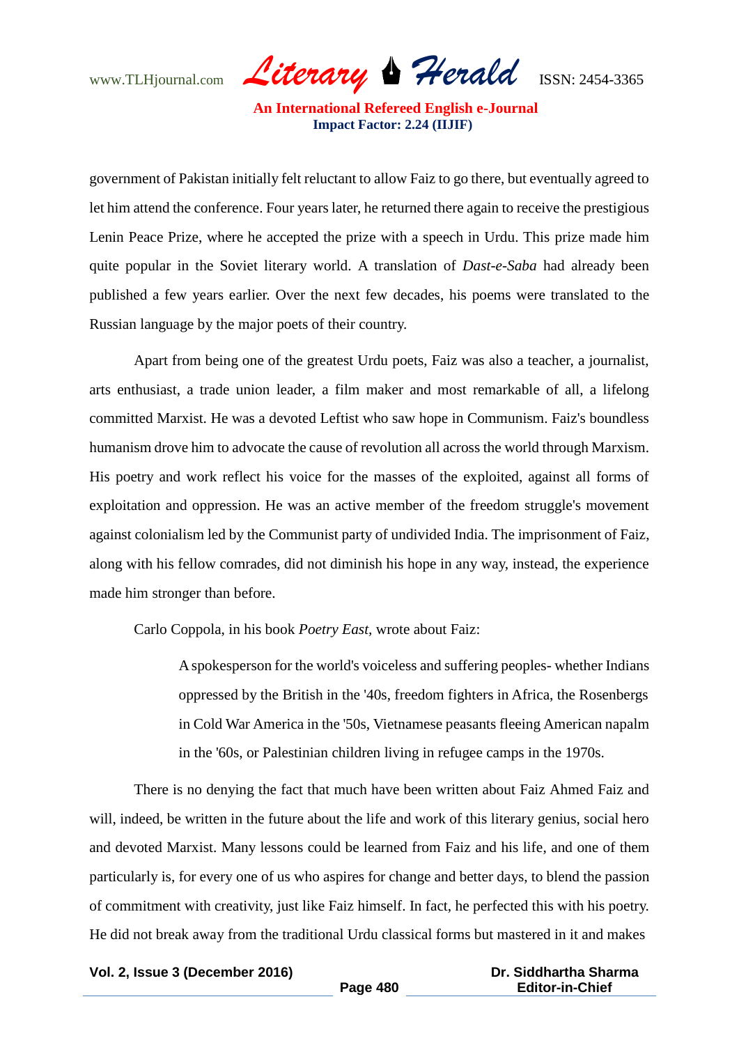government of Pakistan initially felt reluctant to allow Faiz to go there, but eventually agreed to let him attend the conference. Four years later, he returned there again to receive the prestigious Lenin Peace Prize, where he accepted the prize with a speech in Urdu. This prize made him quite popular in the Soviet literary world. A translation of *Dast-e-Saba* had already been published a few years earlier. Over the next few decades, his poems were translated to the Russian language by the major poets of their country.

Apart from being one of the greatest Urdu poets, Faiz was also a teacher, a journalist, arts enthusiast, a trade union leader, a film maker and most remarkable of all, a lifelong committed Marxist. He was a devoted Leftist who saw hope in Communism. Faiz's boundless humanism drove him to advocate the cause of revolution all across the world through Marxism. His poetry and work reflect his voice for the masses of the exploited, against all forms of exploitation and oppression. He was an active member of the freedom struggle's movement against colonialism led by the Communist party of undivided India. The imprisonment of Faiz, along with his fellow comrades, did not diminish his hope in any way, instead, the experience made him stronger than before.

Carlo Coppola, in his book *Poetry East,* wrote about Faiz:

> A spokesperson for the world's voiceless and suffering peoples- whether Indians oppressed by the British in the '40s, freedom fighters in Africa, the Rosenbergs in Cold War America in the '50s, Vietnamese peasants fleeing American napalm in the '60s, or Palestinian children living in refugee camps in the 1970s.

There is no denying the fact that much have been written about Faiz Ahmed Faiz and will, indeed, be written in the future about the life and work of this literary genius, social hero and devoted Marxist. Many lessons could be learned from Faiz and his life, and one of them particularly is, for every one of us who aspires for change and better days, to blend the passion of commitment with creativity, just like Faiz himself. In fact, he perfected this with his poetry. He did not break away from the traditional Urdu classical forms but mastered in it and makes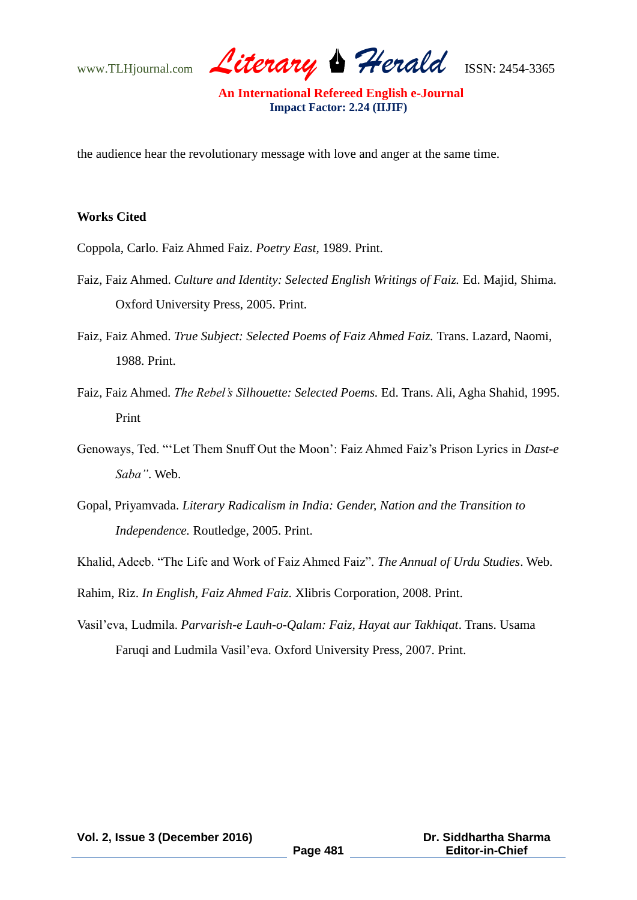the audience hear the revolutionary message with love and anger at the same time.

**Works Cited**

Coppola, Carlo. Faiz Ahmed Faiz. *Poetry East*, 1989. Print.

Faiz, Faiz Ahmed. *Culture and Identity: Selected English Writings of Faiz.* Ed. Majid, Shima. Oxford University Press, 2005. Print.

Faiz, Faiz Ahmed. *True Subject: Selected Poems of Faiz Ahmed Faiz.* Trans. Lazard, Naomi, 1988. Print.

Faiz, Faiz Ahmed. *The Rebel's Silhouette: Selected Poems.* Ed. Trans. Ali, Agha Shahid, 1995. Print

Genoways, Ted. "'Let Them Snuff Out the Moon': Faiz Ahmed Faiz's Prison Lyrics in *Dast-e Saba"*. Web.

Gopal, Priyamvada. *Literary Radicalism in India: Gender, Nation and the Transition to Independence.* Routledge, 2005. Print.

Khalid, Adeeb. "The Life and Work of Faiz Ahmed Faiz". *The Annual of Urdu Studies*. Web.

Rahim, Riz. *In English, Faiz Ahmed Faiz.* Xlibris Corporation, 2008. Print.

Vasil'eva, Ludmila. *Parvarish-e Lauh-o-Qalam: Faiz, Hayat aur Takhiqat*. Trans. Usama Faruqi and Ludmila Vasil'eva. Oxford University Press, 2007. Print.